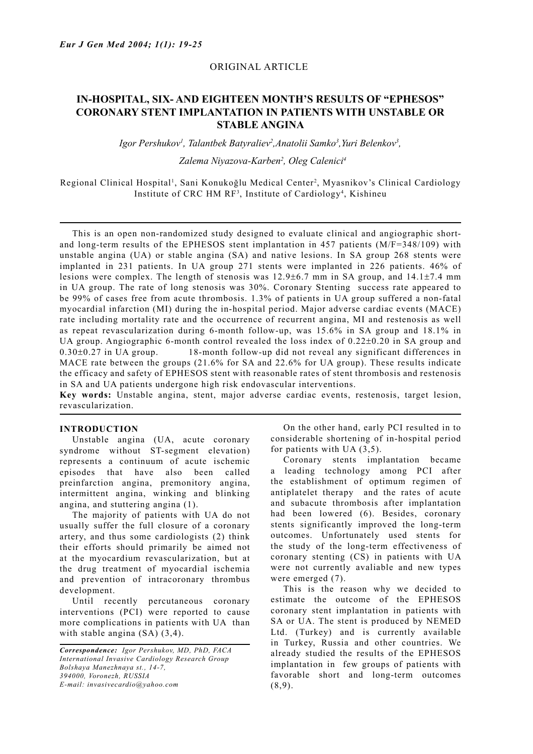ORIGINAL ARTICLE

# IN-HOSPITAL, SIX- AND EIGHTEEN MONTH'S RESULTS OF "EPHESOS" CORONARY STENT IMPLANTATION IN PATIENTS WITH UNSTABLE OR STABLE ANGINA

*Igor Pershukov[1], Talantbek Batyraliev[2], Anatolii Samko[3], Yuri Belenkov[3], Zalema Niyazova-Karben[2], Oleg Calenici[4]*

Regional Clinical Hospital[1], Sani Konukoğlu Medical Center[2], Myasnikov's Clinical Cardiology Institute of CRC HM RF[3], Institute of Cardiology[4], Kishineu

This is an open non-randomized study designed to evaluate clinical and angiographic short- and long-term results of the EPHESOS stent implantation in 457 patients (M/F=348/109) with unstable angina (UA) or stable angina (SA) and native lesions. In SA group 268 stents were implanted in 231 patients. In UA group 271 stents were implanted in 226 patients. 46% of lesions were complex. The length of stenosis was 12.9±6.7 mm in SA group, and 14.1±7.4 mm in UA group. The rate of long stenosis was 30%. Coronary Stenting success rate appeared to be 99% of cases free from acute thrombosis. 1.3% of patients in UA group suffered a non-fatal myocardial infarction (MI) during the in-hospital period. Major adverse cardiac events (MACE) rate including mortality rate and the occurrence of recurrent angina, MI and restenosis as well as repeat revascularization during 6-month follow-up, was 15.6% in SA group and 18.1% in UA group. Angiographic 6-month control revealed the loss index of 0.22±0.20 in SA group and 0.30±0.27 in UA group. 18-month follow-up did not reveal any significant differences in MACE rate between the groups (21.6% for SA and 22.6% for UA group). These results indicate the efficacy and safety of EPHESOS stent with reasonable rates of stent thrombosis and restenosis in SA and UA patients undergone high risk endovascular interventions.

**Key words:** Unstable angina, stent, major adverse cardiac events, restenosis, target lesion, revascularization.

## INTRODUCTION

Unstable angina (UA, acute coronary syndrome without ST-segment elevation) represents a continuum of acute ischemic episodes that have also been called preinfarction angina, premonitory angina, intermittent angina, winking and blinking angina, and stuttering angina (1).

The majority of patients with UA do not usually suffer the full closure of a coronary artery, and thus some cardiologists (2) think their efforts should primarily be aimed not at the myocardium revascularization, but at the drug treatment of myocardial ischemia and prevention of intracoronary thrombus development.

Until recently percutaneous coronary interventions (PCI) were reported to cause more complications in patients with UA than with stable angina (SA) (3,4).

On the other hand, early PCI resulted in to considerable shortening of in-hospital period for patients with UA (3,5).

Coronary stents implantation became a leading technology among PCI after the establishment of optimum regimen of antiplatelet therapy and the rates of acute and subacute thrombosis after implantation had been lowered (6). Besides, coronary stents significantly improved the long-term outcomes. Unfortunately used stents for the study of the long-term effectiveness of coronary stenting (CS) in patients with UA were not currently avaliable and new types were emerged (7).

This is the reason why we decided to estimate the outcome of the EPHESOS coronary stent implantation in patients with SA or UA. The stent is produced by NEMED Ltd. (Turkey) and is currently available in Turkey, Russia and other countries. We already studied the results of the EPHESOS implantation in few groups of patients with favorable short and long-term outcomes (8,9).

*Correspondence: Igor Pershukov, MD, PhD, FACA*
*International Invasive Cardiology Research Group*
*Bolshaya Manezhnaya st., 14-7,*
*394000, Voronezh, RUSSIA*
*E-mail: invasivecardio@yahoo.com*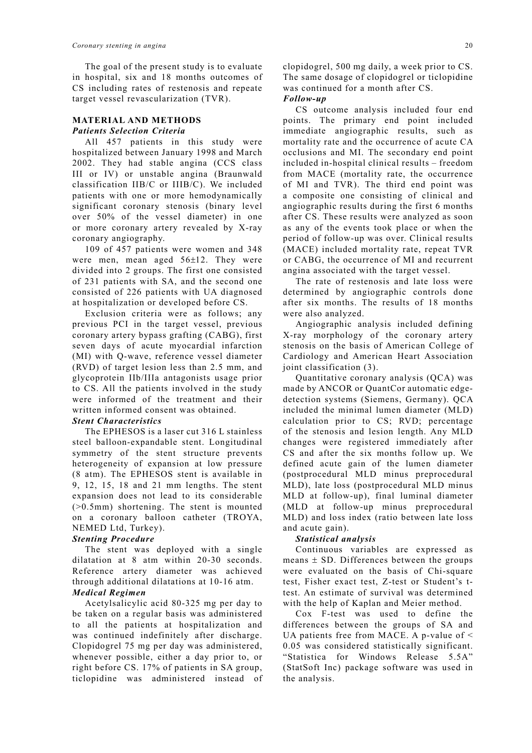The goal of the present study is to evaluate in hospital, six and 18 months outcomes of CS including rates of restenosis and repeate target vessel revascularization (TVR).

## MATERIAL AND METHODS

### *Patients Selection Criteria*

All 457 patients in this study were hospitalized between January 1998 and March 2002. They had stable angina (CCS class III or IV) or unstable angina (Braunwald classification IIB/C or IIIB/C). We included patients with one or more hemodynamically significant coronary stenosis (binary level over 50% of the vessel diameter) in one or more coronary artery revealed by X-ray coronary angiography.

109 of 457 patients were women and 348 were men, mean aged 56±12. They were divided into 2 groups. The first one consisted of 231 patients with SA, and the second one consisted of 226 patients with UA diagnosed at hospitalization or developed before CS.

Exclusion criteria were as follows; any previous PCI in the target vessel, previous coronary artery bypass grafting (CABG), first seven days of acute myocardial infarction (MI) with Q-wave, reference vessel diameter (RVD) of target lesion less than 2.5 mm, and glycoprotein IIb/IIIa antagonists usage prior to CS. All the patients involved in the study were informed of the treatment and their written informed consent was obtained.

### *Stent Characteristics*

The EPHESOS is a laser cut 316 L stainless steel balloon-expandable stent. Longitudinal symmetry of the stent structure prevents heterogeneity of expansion at low pressure (8 atm). The EPHESOS stent is available in 9, 12, 15, 18 and 21 mm lengths. The stent expansion does not lead to its considerable (>0.5mm) shortening. The stent is mounted on a coronary balloon catheter (TROYA, NEMED Ltd, Turkey).

### *Stenting Procedure*

The stent was deployed with a single dilatation at 8 atm within 20-30 seconds. Reference artery diameter was achieved through additional dilatations at 10-16 atm.

### *Medical Regimen*

Acetylsalicylic acid 80-325 mg per day to be taken on a regular basis was administered to all the patients at hospitalization and was continued indefinitely after discharge. Clopidogrel 75 mg per day was administered, whenever possible, either a day prior to, or right before CS. 17% of patients in SA group, ticlopidine was administered instead of clopidogrel, 500 mg daily, a week prior to CS. The same dosage of clopidogrel or ticlopidine was continued for a month after CS.

### *Follow-up*

CS outcome analysis included four end points. The primary end point included immediate angiographic results, such as mortality rate and the occurrence of acute CA occlusions and MI. The secondary end point included in-hospital clinical results – freedom from MACE (mortality rate, the occurrence of MI and TVR). The third end point was a composite one consisting of clinical and angiographic results during the first 6 months after CS. These results were analyzed as soon as any of the events took place or when the period of follow-up was over. Clinical results (MACE) included mortality rate, repeat TVR or CABG, the occurrence of MI and recurrent angina associated with the target vessel.

The rate of restenosis and late loss were determined by angiographic controls done after six months. The results of 18 months were also analyzed.

Angiographic analysis included defining X-ray morphology of the coronary artery stenosis on the basis of American College of Cardiology and American Heart Association joint classification (3).

Quantitative coronary analysis (QCA) was made by ANCOR or QuantCor automatic edge-detection systems (Siemens, Germany). QCA included the minimal lumen diameter (MLD) calculation prior to CS; RVD; percentage of the stenosis and lesion length. Any MLD changes were registered immediately after CS and after the six months follow up. We defined acute gain of the lumen diameter (postprocedural MLD minus preprocedural MLD), late loss (postprocedural MLD minus MLD at follow-up), final luminal diameter (MLD at follow-up minus preprocedural MLD) and loss index (ratio between late loss and acute gain).

### *Statistical analysis*

Continuous variables are expressed as means ± SD. Differences between the groups were evaluated on the basis of Chi-square test, Fisher exact test, Z-test or Student's t-test. An estimate of survival was determined with the help of Kaplan and Meier method.

Cox F-test was used to define the differences between the groups of SA and UA patients free from MACE. A p-value of $< 0.05$ was considered statistically significant. "Statistica for Windows Release 5.5A" (StatSoft Inc) package software was used in the analysis.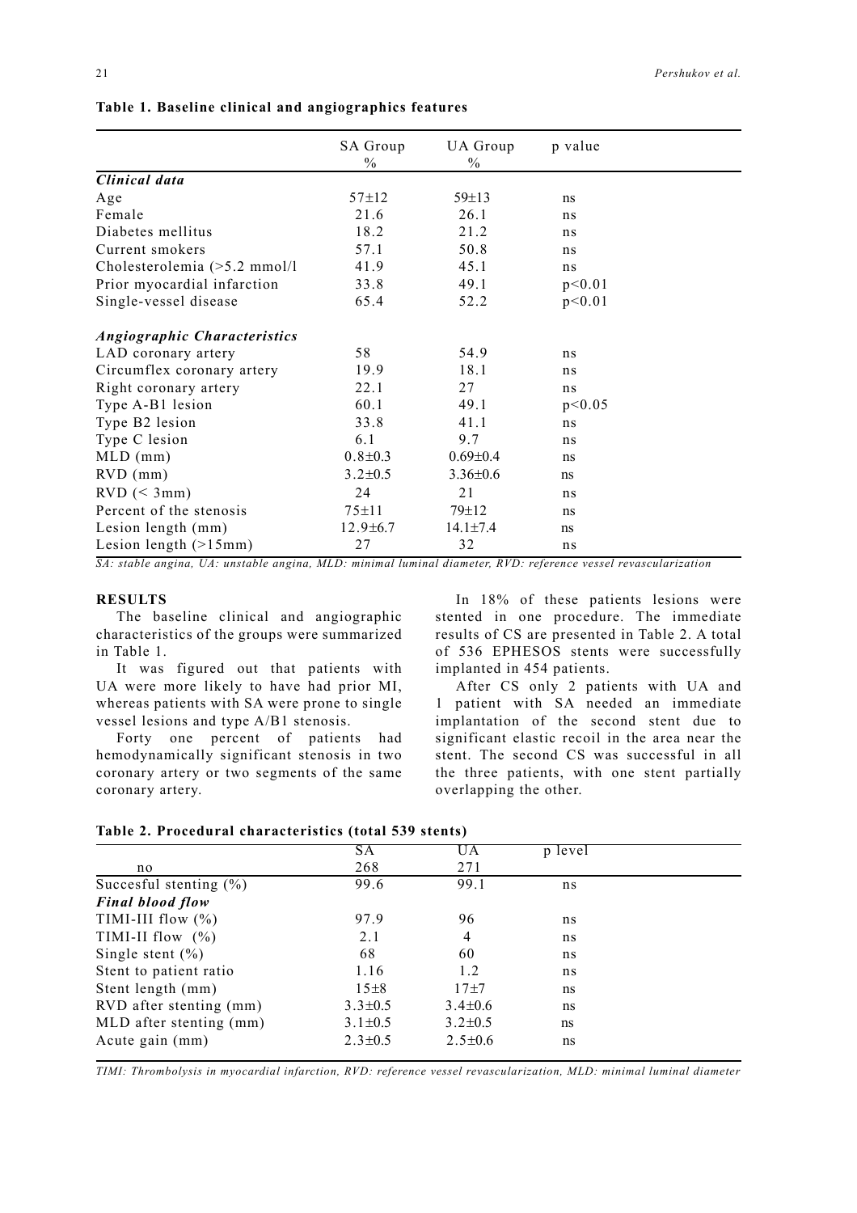**Table 1. Baseline clinical and angiographics features**

| | SA Group % | UA Group % | p value |
|---|---|---|---|
| ***Clinical data*** | | | |
| Age | 57±12 | 59±13 | ns |
| Female | 21.6 | 26.1 | ns |
| Diabetes mellitus | 18.2 | 21.2 | ns |
| Current smokers | 57.1 | 50.8 | ns |
| Cholesterolemia (>5.2 mmol/l | 41.9 | 45.1 | ns |
| Prior myocardial infarction | 33.8 | 49.1 | p<0.01 |
| Single-vessel disease | 65.4 | 52.2 | p<0.01 |
| ***Angiographic Characteristics*** | | | |
| LAD coronary artery | 58 | 54.9 | ns |
| Circumflex coronary artery | 19.9 | 18.1 | ns |
| Right coronary artery | 22.1 | 27 | ns |
| Type A-B1 lesion | 60.1 | 49.1 | p<0.05 |
| Type B2 lesion | 33.8 | 41.1 | ns |
| Type C lesion | 6.1 | 9.7 | ns |
| MLD (mm) | 0.8±0.3 | 0.69±0.4 | ns |
| RVD (mm) | 3.2±0.5 | 3.36±0.6 | ns |
| RVD (< 3mm) | 24 | 21 | ns |
| Percent of the stenosis | 75±11 | 79±12 | ns |
| Lesion length (mm) | 12.9±6.7 | 14.1±7.4 | ns |
| Lesion length (>15mm) | 27 | 32 | ns |

*SA: stable angina, UA: unstable angina, MLD: minimal luminal diameter, RVD: reference vessel revascularization*

## RESULTS

The baseline clinical and angiographic characteristics of the groups were summarized in Table 1.

It was figured out that patients with UA were more likely to have had prior MI, whereas patients with SA were prone to single vessel lesions and type A/B1 stenosis.

Forty one percent of patients had hemodynamically significant stenosis in two coronary artery or two segments of the same coronary artery.

In 18% of these patients lesions were stented in one procedure. The immediate results of CS are presented in Table 2. A total of 536 EPHESOS stents were successfully implanted in 454 patients.

After CS only 2 patients with UA and 1 patient with SA needed an immediate implantation of the second stent due to significant elastic recoil in the area near the stent. The second CS was successful in all the three patients, with one stent partially overlapping the other.

**Table 2. Procedural characteristics (total 539 stents)**

| | SA | UA | p level |
|---|---|---|---|
| no | 268 | 271 | |
| Succesful stenting (%) | 99.6 | 99.1 | ns |
| ***Final blood flow*** | | | |
| TIMI-III flow (%) | 97.9 | 96 | ns |
| TIMI-II flow (%) | 2.1 | 4 | ns |
| Single stent (%) | 68 | 60 | ns |
| Stent to patient ratio | 1.16 | 1.2 | ns |
| Stent length (mm) | 15±8 | 17±7 | ns |
| RVD after stenting (mm) | 3.3±0.5 | 3.4±0.6 | ns |
| MLD after stenting (mm) | 3.1±0.5 | 3.2±0.5 | ns |
| Acute gain (mm) | 2.3±0.5 | 2.5±0.6 | ns |

*TIMI: Thrombolysis in myocardial infarction, RVD: reference vessel revascularization, MLD: minimal luminal diameter*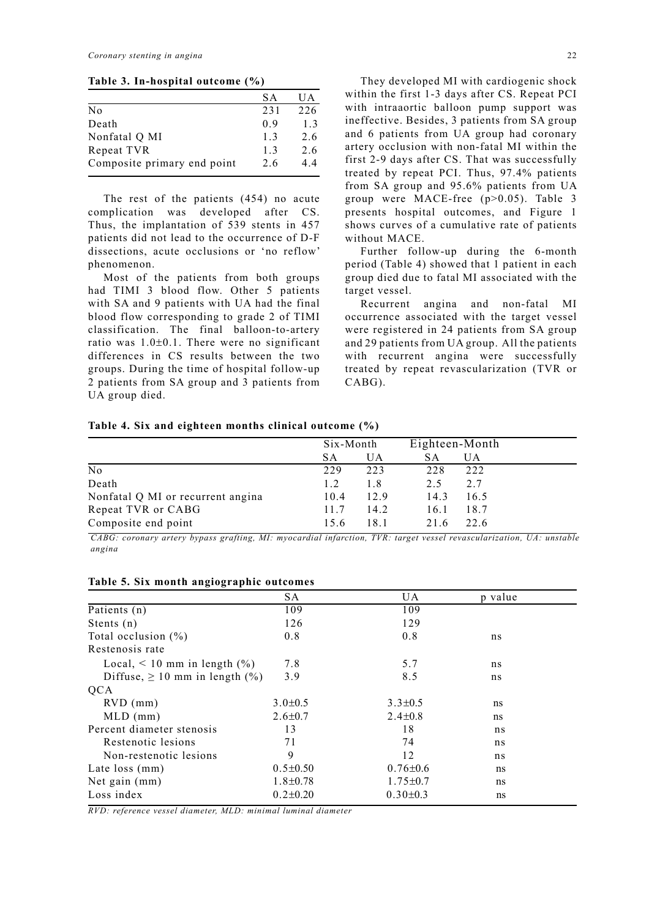**Table 3. In-hospital outcome (%)**

| | SA | UA |
|---|---|---|
| No | 231 | 226 |
| Death | 0.9 | 1.3 |
| Nonfatal Q MI | 1.3 | 2.6 |
| Repeat TVR | 1.3 | 2.6 |
| Composite primary end point | 2.6 | 4.4 |

The rest of the patients (454) no acute complication was developed after CS. Thus, the implantation of 539 stents in 457 patients did not lead to the occurrence of D-F dissections, acute occlusions or 'no reflow' phenomenon.

Most of the patients from both groups had TIMI 3 blood flow. Other 5 patients with SA and 9 patients with UA had the final blood flow corresponding to grade 2 of TIMI classification. The final balloon-to-artery ratio was 1.0±0.1. There were no significant differences in CS results between the two groups. During the time of hospital follow-up 2 patients from SA group and 3 patients from UA group died.

They developed MI with cardiogenic shock within the first 1-3 days after CS. Repeat PCI with intraaortic balloon pump support was ineffective. Besides, 3 patients from SA group and 6 patients from UA group had coronary artery occlusion with non-fatal MI within the first 2-9 days after CS. That was successfully treated by repeat PCI. Thus, 97.4% patients from SA group and 95.6% patients from UA group were MACE-free ($p>0.05$). Table 3 presents hospital outcomes, and Figure 1 shows curves of a cumulative rate of patients without MACE.

Further follow-up during the 6-month period (Table 4) showed that 1 patient in each group died due to fatal MI associated with the target vessel.

Recurrent angina and non-fatal MI occurrence associated with the target vessel were registered in 24 patients from SA group and 29 patients from UA group. All the patients with recurrent angina were successfully treated by repeat revascularization (TVR or CABG).

**Table 4. Six and eighteen months clinical outcome (%)**

| | Six-Month | | Eighteen-Month | |
|---|---|---|---|---|
| | SA | UA | SA | UA |
| No | 229 | 223 | 228 | 222 |
| Death | 1.2 | 1.8 | 2.5 | 2.7 |
| Nonfatal Q MI or recurrent angina | 10.4 | 12.9 | 14.3 | 16.5 |
| Repeat TVR or CABG | 11.7 | 14.2 | 16.1 | 18.7 |
| Composite end point | 15.6 | 18.1 | 21.6 | 22.6 |

*CABG: coronary artery bypass grafting, MI: myocardial infarction, TVR: target vessel revascularization, UA: unstable angina*

**Table 5. Six month angiographic outcomes**

| | SA | UA | p value |
|---|---|---|---|
| Patients (n) | 109 | 109 | |
| Stents (n) | 126 | 129 | |
| Total occlusion (%) | 0.8 | 0.8 | ns |
| Restenosis rate | | | |
| Local, < 10 mm in length (%) | 7.8 | 5.7 | ns |
| Diffuse, ≥ 10 mm in length (%) | 3.9 | 8.5 | ns |
| QCA | | | |
| RVD (mm) | 3.0±0.5 | 3.3±0.5 | ns |
| MLD (mm) | 2.6±0.7 | 2.4±0.8 | ns |
| Percent diameter stenosis | 13 | 18 | ns |
| Restenotic lesions | 71 | 74 | ns |
| Non-restenotic lesions | 9 | 12 | ns |
| Late loss (mm) | 0.5±0.50 | 0.76±0.6 | ns |
| Net gain (mm) | 1.8±0.78 | 1.75±0.7 | ns |
| Loss index | 0.2±0.20 | 0.30±0.3 | ns |

*RVD: reference vessel diameter, MLD: minimal luminal diameter*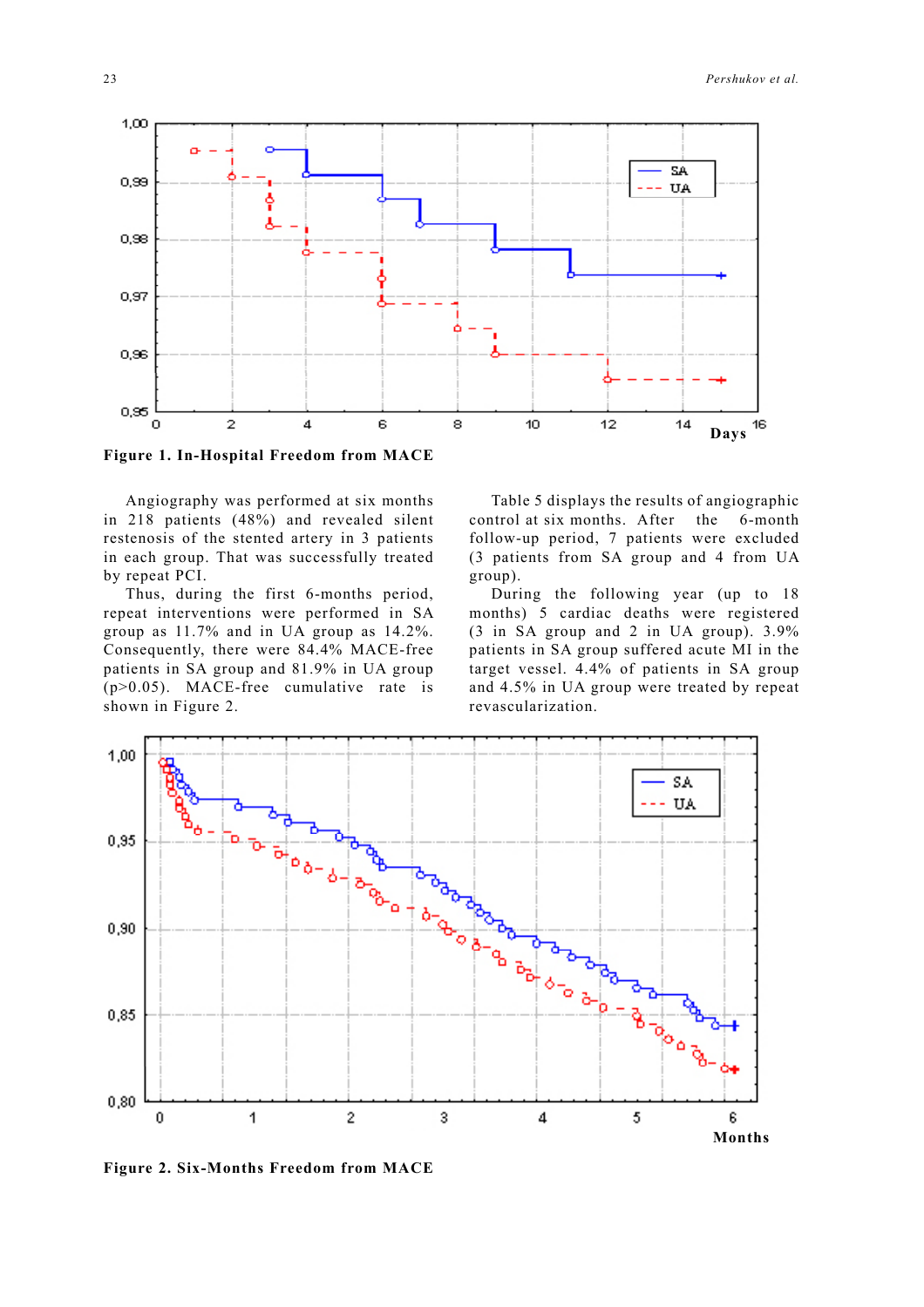**Figure 1. In-Hospital Freedom from MACE**

Angiography was performed at six months in 218 patients (48%) and revealed silent restenosis of the stented artery in 3 patients in each group. That was successfully treated by repeat PCI.

Thus, during the first 6-months period, repeat interventions were performed in SA group as 11.7% and in UA group as 14.2%. Consequently, there were 84.4% MACE-free patients in SA group and 81.9% in UA group ($p>0.05$). MACE-free cumulative rate is shown in Figure 2.

Table 5 displays the results of angiographic control at six months. After the 6-month follow-up period, 7 patients were excluded (3 patients from SA group and 4 from UA group).

During the following year (up to 18 months) 5 cardiac deaths were registered (3 in SA group and 2 in UA group). 3.9% patients in SA group suffered acute MI in the target vessel. 4.4% of patients in SA group and 4.5% in UA group were treated by repeat revascularization.

**Figure 2. Six-Months Freedom from MACE**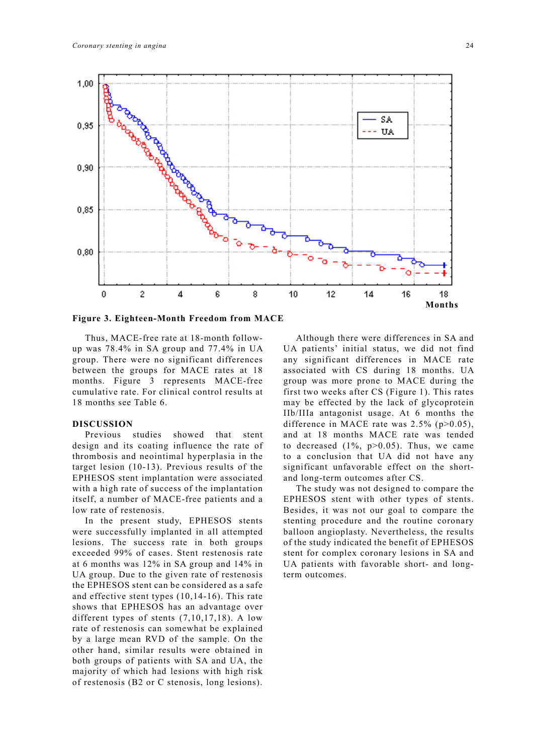**Figure 3. Eighteen-Month Freedom from MACE**

Thus, MACE-free rate at 18-month follow-up was 78.4% in SA group and 77.4% in UA group. There were no significant differences between the groups for MACE rates at 18 months. Figure 3 represents MACE-free cumulative rate. For clinical control results at 18 months see Table 6.

## DISCUSSION

Previous studies showed that stent design and its coating influence the rate of thrombosis and neointimal hyperplasia in the target lesion (10-13). Previous results of the EPHESOS stent implantation were associated with a high rate of success of the implantation itself, a number of MACE-free patients and a low rate of restenosis.

In the present study, EPHESOS stents were successfully implanted in all attempted lesions. The success rate in both groups exceeded 99% of cases. Stent restenosis rate at 6 months was 12% in SA group and 14% in UA group. Due to the given rate of restenosis the EPHESOS stent can be considered as a safe and effective stent types (10,14-16). This rate shows that EPHESOS has an advantage over different types of stents (7,10,17,18). A low rate of restenosis can somewhat be explained by a large mean RVD of the sample. On the other hand, similar results were obtained in both groups of patients with SA and UA, the majority of which had lesions with high risk of restenosis (B2 or C stenosis, long lesions).

Although there were differences in SA and UA patients' initial status, we did not find any significant differences in MACE rate associated with CS during 18 months. UA group was more prone to MACE during the first two weeks after CS (Figure 1). This rates may be effected by the lack of glycoprotein IIb/IIIa antagonist usage. At 6 months the difference in MACE rate was 2.5% ($p>0.05$), and at 18 months MACE rate was tended to decreased (1%, $p>0.05$). Thus, we came to a conclusion that UA did not have any significant unfavorable effect on the short- and long-term outcomes after CS.

The study was not designed to compare the EPHESOS stent with other types of stents. Besides, it was not our goal to compare the stenting procedure and the routine coronary balloon angioplasty. Nevertheless, the results of the study indicated the benefit of EPHESOS stent for complex coronary lesions in SA and UA patients with favorable short- and long-term outcomes.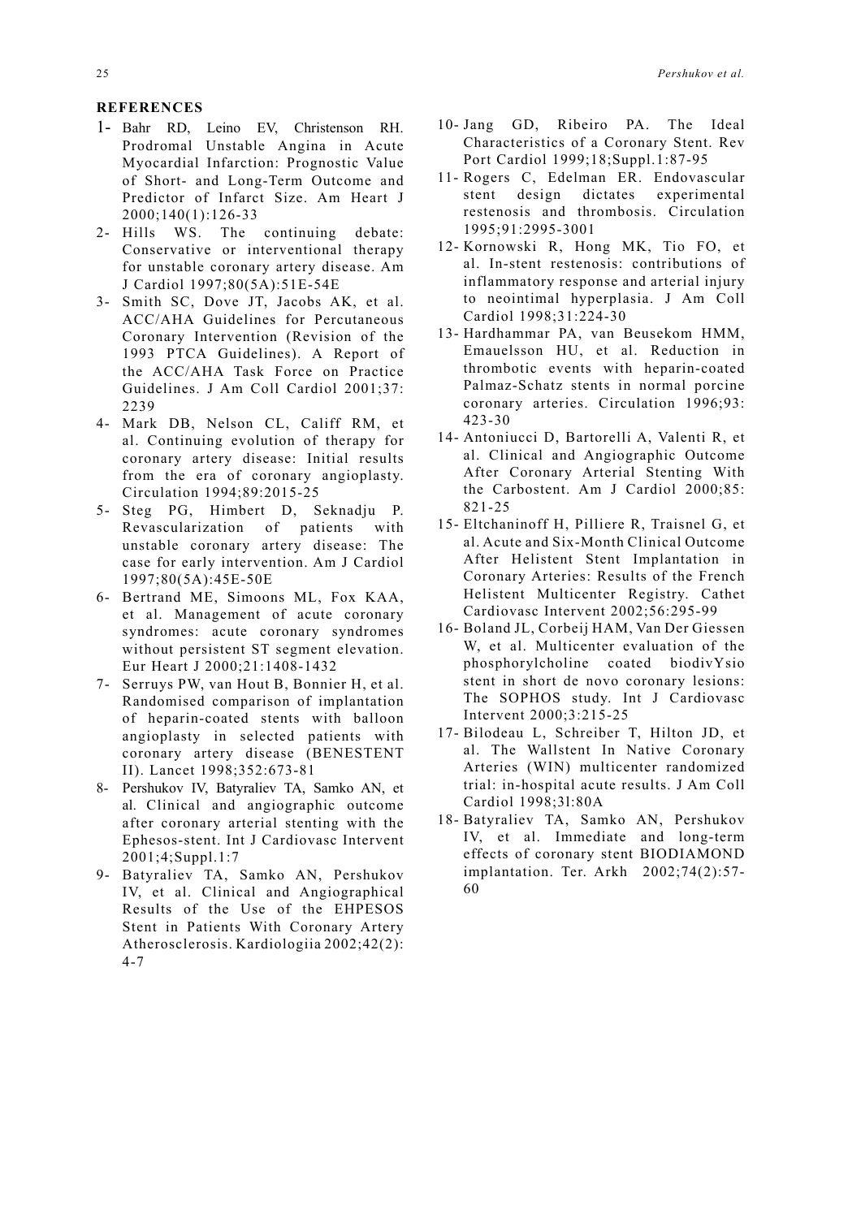## REFERENCES

1- Bahr RD, Leino EV, Christenson RH. Prodromal Unstable Angina in Acute Myocardial Infarction: Prognostic Value of Short- and Long-Term Outcome and Predictor of Infarct Size. Am Heart J 2000;140(1):126-33

2- Hills WS. The continuing debate: Conservative or interventional therapy for unstable coronary artery disease. Am J Cardiol 1997;80(5A):51E-54E

3- Smith SC, Dove JT, Jacobs AK, et al. ACC/AHA Guidelines for Percutaneous Coronary Intervention (Revision of the 1993 PTCA Guidelines). A Report of the ACC/AHA Task Force on Practice Guidelines. J Am Coll Cardiol 2001;37: 2239

4- Mark DB, Nelson CL, Califf RM, et al. Continuing evolution of therapy for coronary artery disease: Initial results from the era of coronary angioplasty. Circulation 1994;89:2015-25

5- Steg PG, Himbert D, Seknadju P. Revascularization of patients with unstable coronary artery disease: The case for early intervention. Am J Cardiol 1997;80(5A):45E-50E

6- Bertrand ME, Simoons ML, Fox KAA, et al. Management of acute coronary syndromes: acute coronary syndromes without persistent ST segment elevation. Eur Heart J 2000;21:1408-1432

7- Serruys PW, van Hout B, Bonnier H, et al. Randomised comparison of implantation of heparin-coated stents with balloon angioplasty in selected patients with coronary artery disease (BENESTENT II). Lancet 1998;352:673-81

8- Pershukov IV, Batyraliev TA, Samko AN, et al. Clinical and angiographic outcome after coronary arterial stenting with the Ephesos-stent. Int J Cardiovasc Intervent 2001;4;Suppl.1:7

9- Batyraliev TA, Samko AN, Pershukov IV, et al. Clinical and Angiographical Results of the Use of the EHPESOS Stent in Patients With Coronary Artery Atherosclerosis. Kardiologiia 2002;42(2): 4-7

10- Jang GD, Ribeiro PA. The Ideal Characteristics of a Coronary Stent. Rev Port Cardiol 1999;18;Suppl.1:87-95

11- Rogers C, Edelman ER. Endovascular stent design dictates experimental restenosis and thrombosis. Circulation 1995;91:2995-3001

12- Kornowski R, Hong MK, Tio FO, et al. In-stent restenosis: contributions of inflammatory response and arterial injury to neointimal hyperplasia. J Am Coll Cardiol 1998;31:224-30

13- Hardhammar PA, van Beusekom HMM, Emauelsson HU, et al. Reduction in thrombotic events with heparin-coated Palmaz-Schatz stents in normal porcine coronary arteries. Circulation 1996;93: 423-30

14- Antoniucci D, Bartorelli A, Valenti R, et al. Clinical and Angiographic Outcome After Coronary Arterial Stenting With the Carbostent. Am J Cardiol 2000;85: 821-25

15- Eltchaninoff H, Pilliere R, Traisnel G, et al. Acute and Six-Month Clinical Outcome After Helistent Stent Implantation in Coronary Arteries: Results of the French Helistent Multicenter Registry. Cathet Cardiovasc Intervent 2002;56:295-99

16- Boland JL, Corbeij HAM, Van Der Giessen W, et al. Multicenter evaluation of the phosphorylcholine coated biodivYsio stent in short de novo coronary lesions: The SOPHOS study. Int J Cardiovasc Intervent 2000;3:215-25

17- Bilodeau L, Schreiber T, Hilton JD, et al. The Wallstent In Native Coronary Arteries (WIN) multicenter randomized trial: in-hospital acute results. J Am Coll Cardiol 1998;3l:80A

18- Batyraliev TA, Samko AN, Pershukov IV, et al. Immediate and long-term effects of coronary stent BIODIAMOND implantation. Ter. Arkh 2002;74(2):57-60